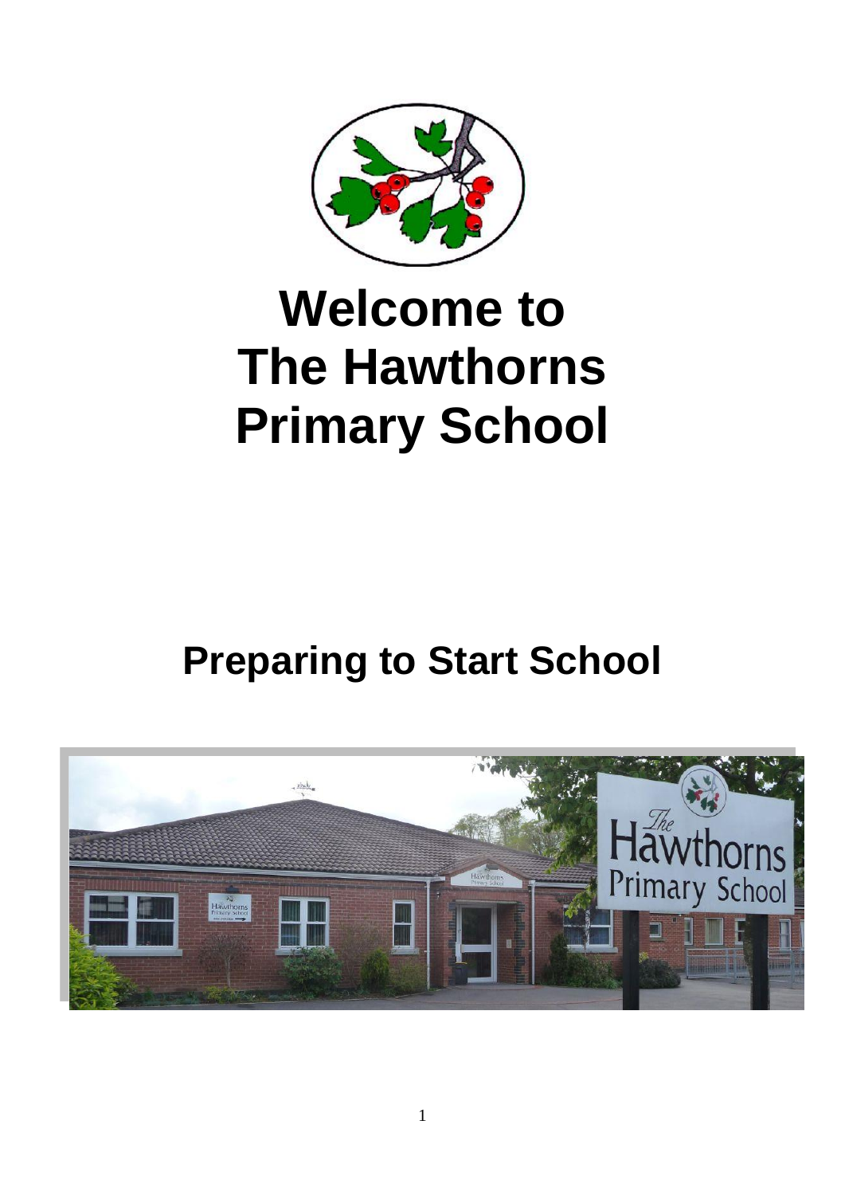# Welcome to The Hawthorns Primary School

## Preparing to Start School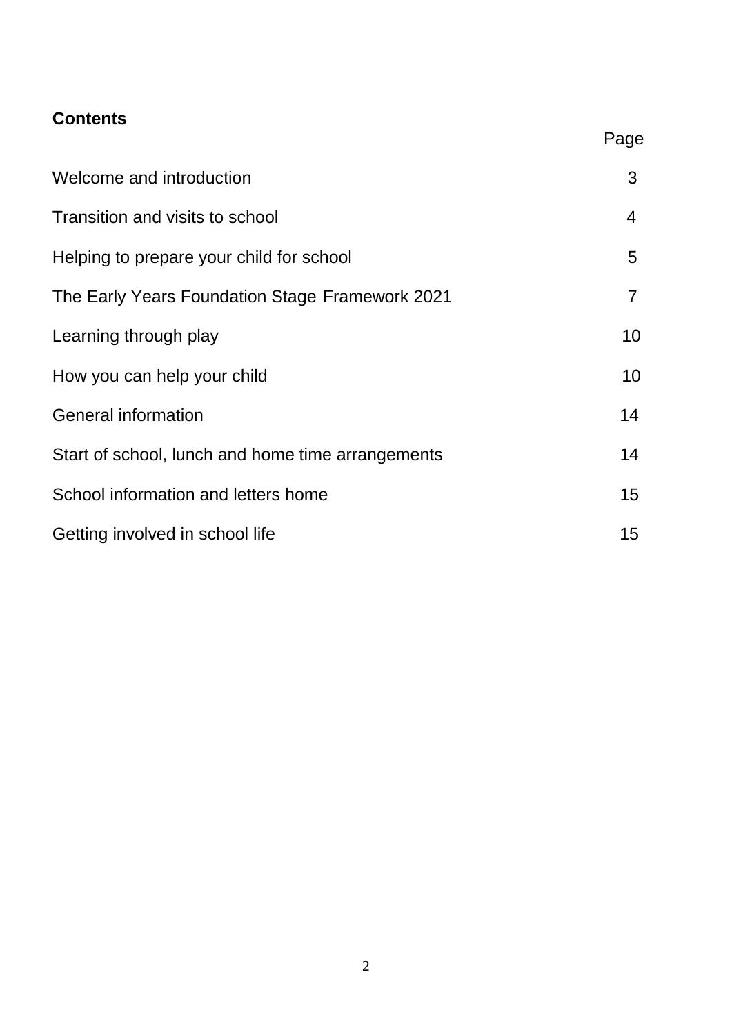**Contents**

| | Page |
|---|---|
| Welcome and introduction | 3 |
| Transition and visits to school | 4 |
| Helping to prepare your child for school | 5 |
| The Early Years Foundation Stage Framework 2021 | 7 |
| Learning through play | 10 |
| How you can help your child | 10 |
| General information | 14 |
| Start of school, lunch and home time arrangements | 14 |
| School information and letters home | 15 |
| Getting involved in school life | 15 |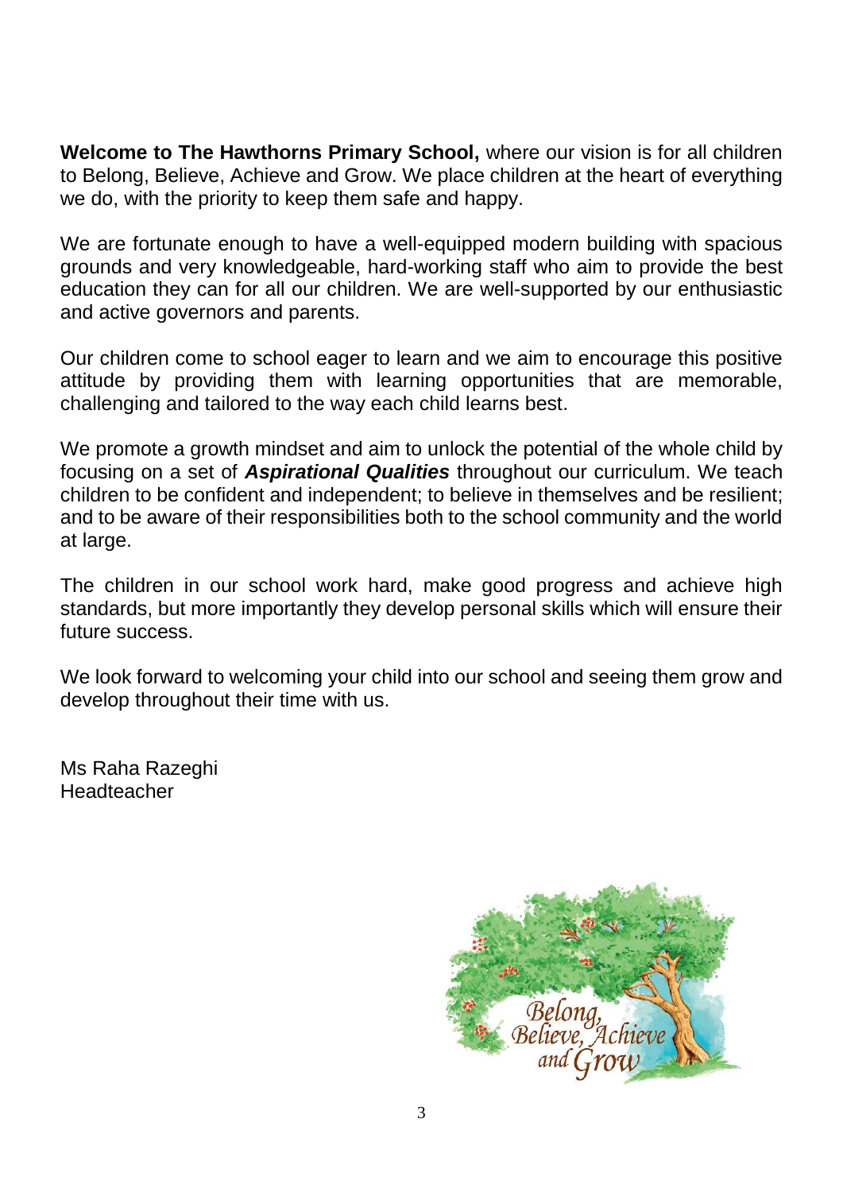**Welcome to The Hawthorns Primary School,** where our vision is for all children to Belong, Believe, Achieve and Grow. We place children at the heart of everything we do, with the priority to keep them safe and happy.

We are fortunate enough to have a well-equipped modern building with spacious grounds and very knowledgeable, hard-working staff who aim to provide the best education they can for all our children. We are well-supported by our enthusiastic and active governors and parents.

Our children come to school eager to learn and we aim to encourage this positive attitude by providing them with learning opportunities that are memorable, challenging and tailored to the way each child learns best.

We promote a growth mindset and aim to unlock the potential of the whole child by focusing on a set of ***Aspirational Qualities*** throughout our curriculum. We teach children to be confident and independent; to believe in themselves and be resilient; and to be aware of their responsibilities both to the school community and the world at large.

The children in our school work hard, make good progress and achieve high standards, but more importantly they develop personal skills which will ensure their future success.

We look forward to welcoming your child into our school and seeing them grow and develop throughout their time with us.

Ms Raha Razeghi
Headteacher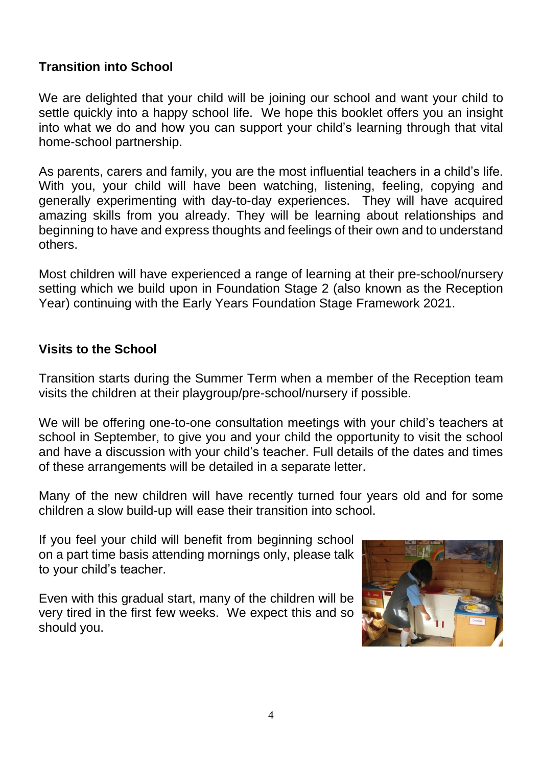## Transition into School

We are delighted that your child will be joining our school and want your child to settle quickly into a happy school life. We hope this booklet offers you an insight into what we do and how you can support your child's learning through that vital home-school partnership.

As parents, carers and family, you are the most influential teachers in a child's life. With you, your child will have been watching, listening, feeling, copying and generally experimenting with day-to-day experiences. They will have acquired amazing skills from you already. They will be learning about relationships and beginning to have and express thoughts and feelings of their own and to understand others.

Most children will have experienced a range of learning at their pre-school/nursery setting which we build upon in Foundation Stage 2 (also known as the Reception Year) continuing with the Early Years Foundation Stage Framework 2021.

## Visits to the School

Transition starts during the Summer Term when a member of the Reception team visits the children at their playgroup/pre-school/nursery if possible.

We will be offering one-to-one consultation meetings with your child's teachers at school in September, to give you and your child the opportunity to visit the school and have a discussion with your child's teacher. Full details of the dates and times of these arrangements will be detailed in a separate letter.

Many of the new children will have recently turned four years old and for some children a slow build-up will ease their transition into school.

If you feel your child will benefit from beginning school on a part time basis attending mornings only, please talk to your child's teacher.

Even with this gradual start, many of the children will be very tired in the first few weeks. We expect this and so should you.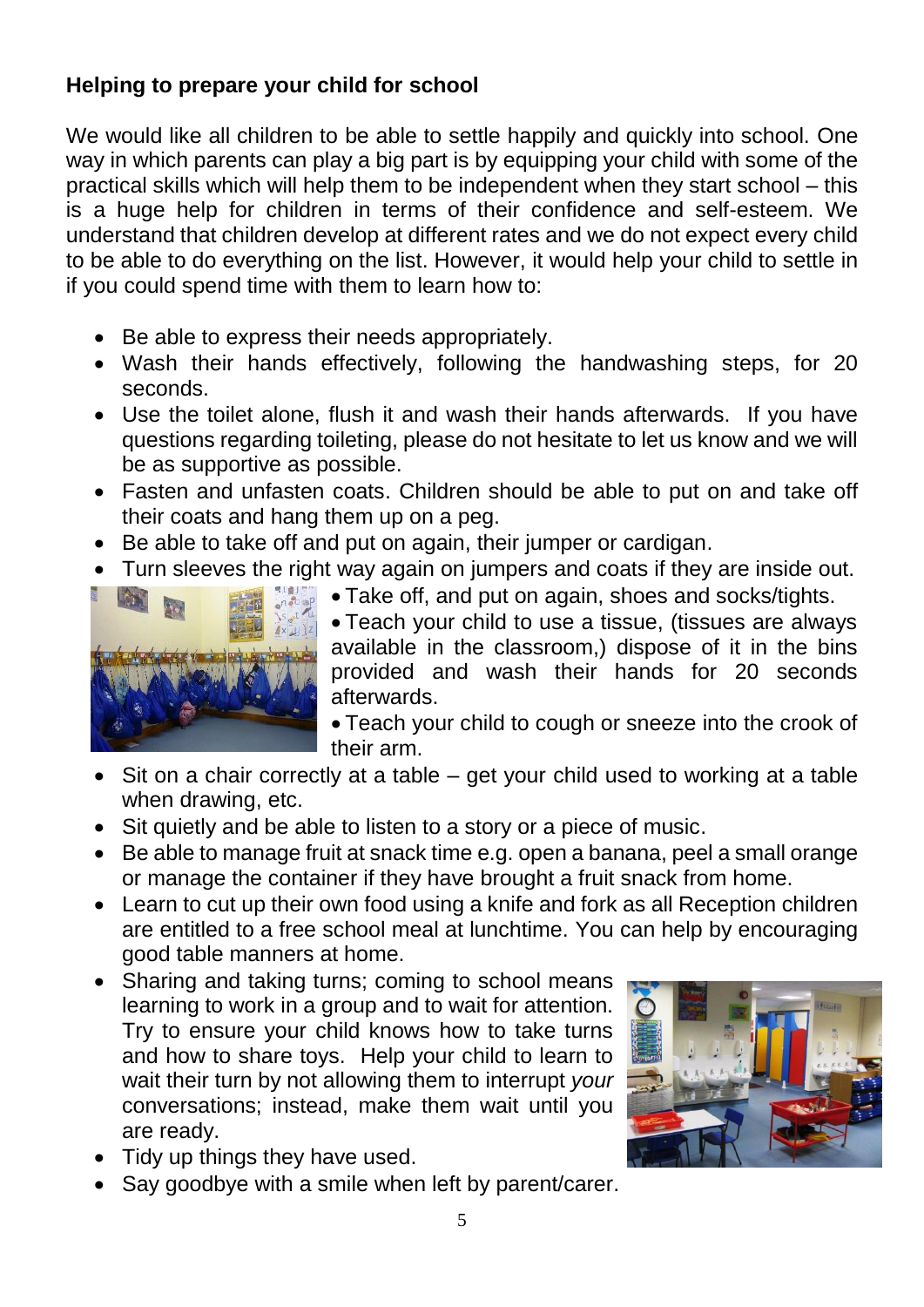**Helping to prepare your child for school**

We would like all children to be able to settle happily and quickly into school. One way in which parents can play a big part is by equipping your child with some of the practical skills which will help them to be independent when they start school – this is a huge help for children in terms of their confidence and self-esteem. We understand that children develop at different rates and we do not expect every child to be able to do everything on the list. However, it would help your child to settle in if you could spend time with them to learn how to:

- Be able to express their needs appropriately.
- Wash their hands effectively, following the handwashing steps, for 20 seconds.
- Use the toilet alone, flush it and wash their hands afterwards. If you have questions regarding toileting, please do not hesitate to let us know and we will be as supportive as possible.
- Fasten and unfasten coats. Children should be able to put on and take off their coats and hang them up on a peg.
- Be able to take off and put on again, their jumper or cardigan.
- Turn sleeves the right way again on jumpers and coats if they are inside out.
- Take off, and put on again, shoes and socks/tights.
- Teach your child to use a tissue, (tissues are always available in the classroom,) dispose of it in the bins provided and wash their hands for 20 seconds afterwards.
- Teach your child to cough or sneeze into the crook of their arm.
- Sit on a chair correctly at a table – get your child used to working at a table when drawing, etc.
- Sit quietly and be able to listen to a story or a piece of music.
- Be able to manage fruit at snack time e.g. open a banana, peel a small orange or manage the container if they have brought a fruit snack from home.
- Learn to cut up their own food using a knife and fork as all Reception children are entitled to a free school meal at lunchtime. You can help by encouraging good table manners at home.
- Sharing and taking turns; coming to school means learning to work in a group and to wait for attention. Try to ensure your child knows how to take turns and how to share toys. Help your child to learn to wait their turn by not allowing them to interrupt *your* conversations; instead, make them wait until you are ready.
- Tidy up things they have used.
- Say goodbye with a smile when left by parent/carer.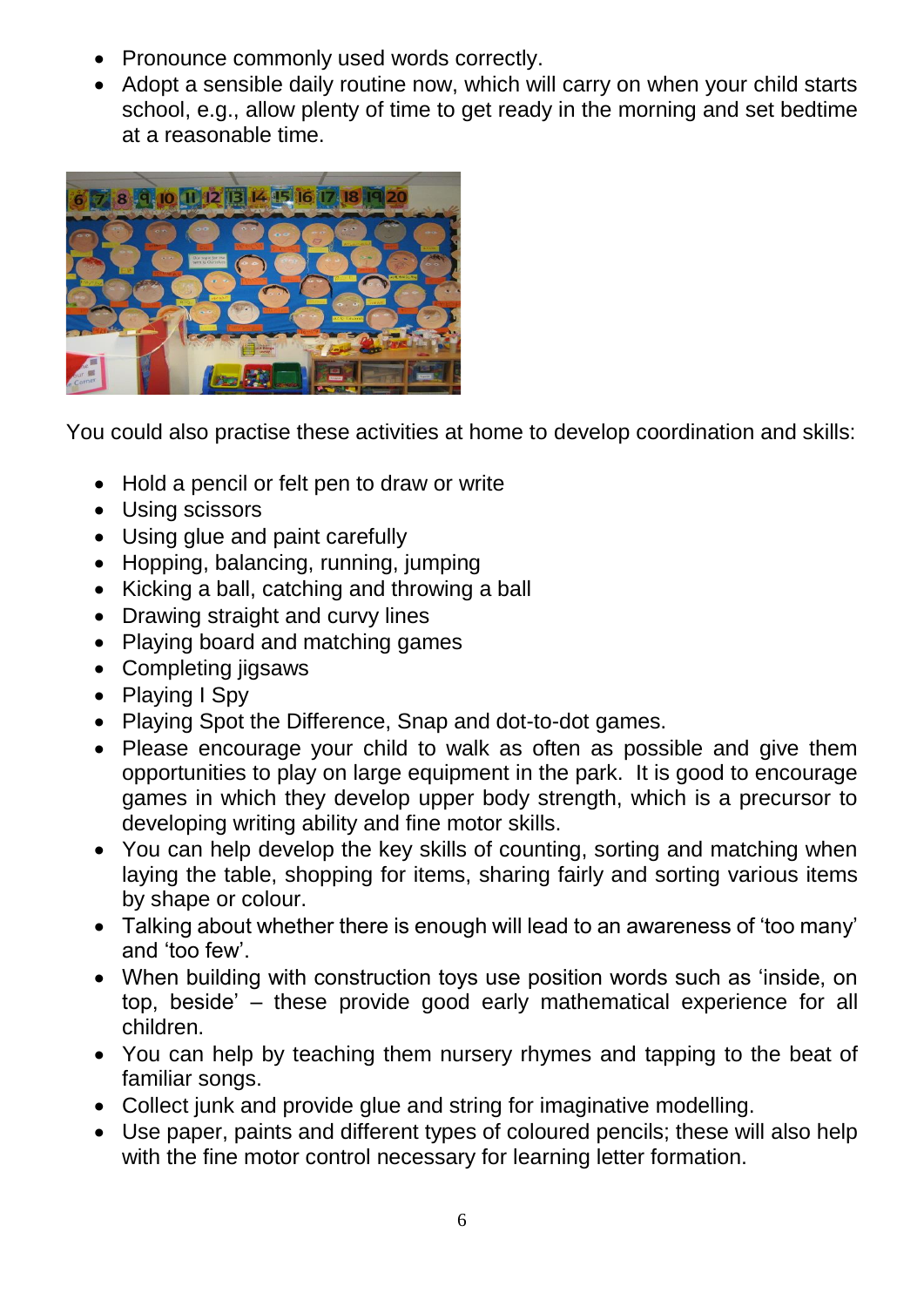- Pronounce commonly used words correctly.
- Adopt a sensible daily routine now, which will carry on when your child starts school, e.g., allow plenty of time to get ready in the morning and set bedtime at a reasonable time.

You could also practise these activities at home to develop coordination and skills:

- Hold a pencil or felt pen to draw or write
- Using scissors
- Using glue and paint carefully
- Hopping, balancing, running, jumping
- Kicking a ball, catching and throwing a ball
- Drawing straight and curvy lines
- Playing board and matching games
- Completing jigsaws
- Playing I Spy
- Playing Spot the Difference, Snap and dot-to-dot games.
- Please encourage your child to walk as often as possible and give them opportunities to play on large equipment in the park. It is good to encourage games in which they develop upper body strength, which is a precursor to developing writing ability and fine motor skills.
- You can help develop the key skills of counting, sorting and matching when laying the table, shopping for items, sharing fairly and sorting various items by shape or colour.
- Talking about whether there is enough will lead to an awareness of 'too many' and 'too few'.
- When building with construction toys use position words such as 'inside, on top, beside' – these provide good early mathematical experience for all children.
- You can help by teaching them nursery rhymes and tapping to the beat of familiar songs.
- Collect junk and provide glue and string for imaginative modelling.
- Use paper, paints and different types of coloured pencils; these will also help with the fine motor control necessary for learning letter formation.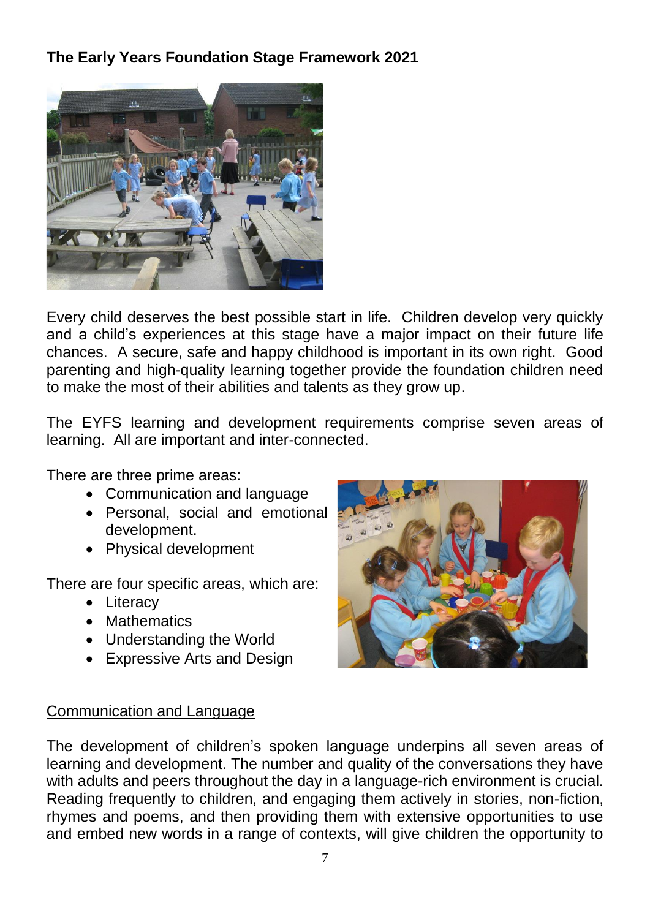**The Early Years Foundation Stage Framework 2021**

Every child deserves the best possible start in life. Children develop very quickly and a child's experiences at this stage have a major impact on their future life chances. A secure, safe and happy childhood is important in its own right. Good parenting and high-quality learning together provide the foundation children need to make the most of their abilities and talents as they grow up.

The EYFS learning and development requirements comprise seven areas of learning. All are important and inter-connected.

There are three prime areas:

- Communication and language
- Personal, social and emotional development.
- Physical development

There are four specific areas, which are:

- Literacy
- Mathematics
- Understanding the World
- Expressive Arts and Design

<u>Communication and Language</u>

The development of children's spoken language underpins all seven areas of learning and development. The number and quality of the conversations they have with adults and peers throughout the day in a language-rich environment is crucial. Reading frequently to children, and engaging them actively in stories, non-fiction, rhymes and poems, and then providing them with extensive opportunities to use and embed new words in a range of contexts, will give children the opportunity to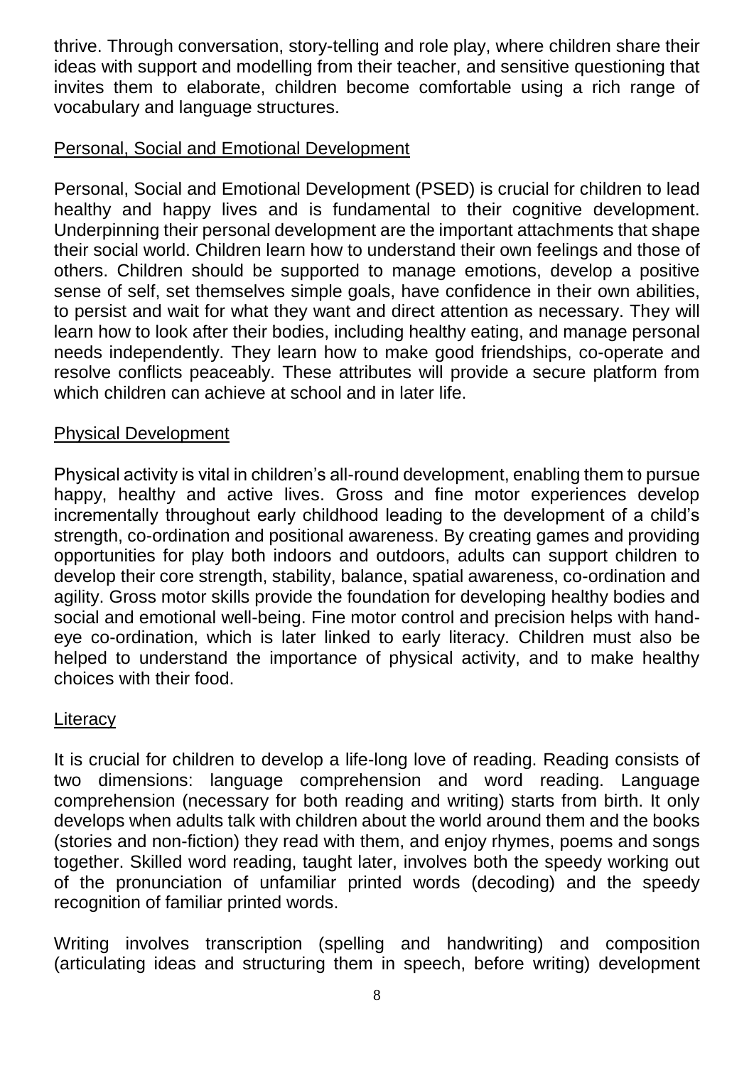thrive. Through conversation, story-telling and role play, where children share their ideas with support and modelling from their teacher, and sensitive questioning that invites them to elaborate, children become comfortable using a rich range of vocabulary and language structures.

## Personal, Social and Emotional Development

Personal, Social and Emotional Development (PSED) is crucial for children to lead healthy and happy lives and is fundamental to their cognitive development. Underpinning their personal development are the important attachments that shape their social world. Children learn how to understand their own feelings and those of others. Children should be supported to manage emotions, develop a positive sense of self, set themselves simple goals, have confidence in their own abilities, to persist and wait for what they want and direct attention as necessary. They will learn how to look after their bodies, including healthy eating, and manage personal needs independently. They learn how to make good friendships, co-operate and resolve conflicts peaceably. These attributes will provide a secure platform from which children can achieve at school and in later life.

## Physical Development

Physical activity is vital in children's all-round development, enabling them to pursue happy, healthy and active lives. Gross and fine motor experiences develop incrementally throughout early childhood leading to the development of a child's strength, co-ordination and positional awareness. By creating games and providing opportunities for play both indoors and outdoors, adults can support children to develop their core strength, stability, balance, spatial awareness, co-ordination and agility. Gross motor skills provide the foundation for developing healthy bodies and social and emotional well-being. Fine motor control and precision helps with hand-eye co-ordination, which is later linked to early literacy. Children must also be helped to understand the importance of physical activity, and to make healthy choices with their food.

## Literacy

It is crucial for children to develop a life-long love of reading. Reading consists of two dimensions: language comprehension and word reading. Language comprehension (necessary for both reading and writing) starts from birth. It only develops when adults talk with children about the world around them and the books (stories and non-fiction) they read with them, and enjoy rhymes, poems and songs together. Skilled word reading, taught later, involves both the speedy working out of the pronunciation of unfamiliar printed words (decoding) and the speedy recognition of familiar printed words.

Writing involves transcription (spelling and handwriting) and composition (articulating ideas and structuring them in speech, before writing) development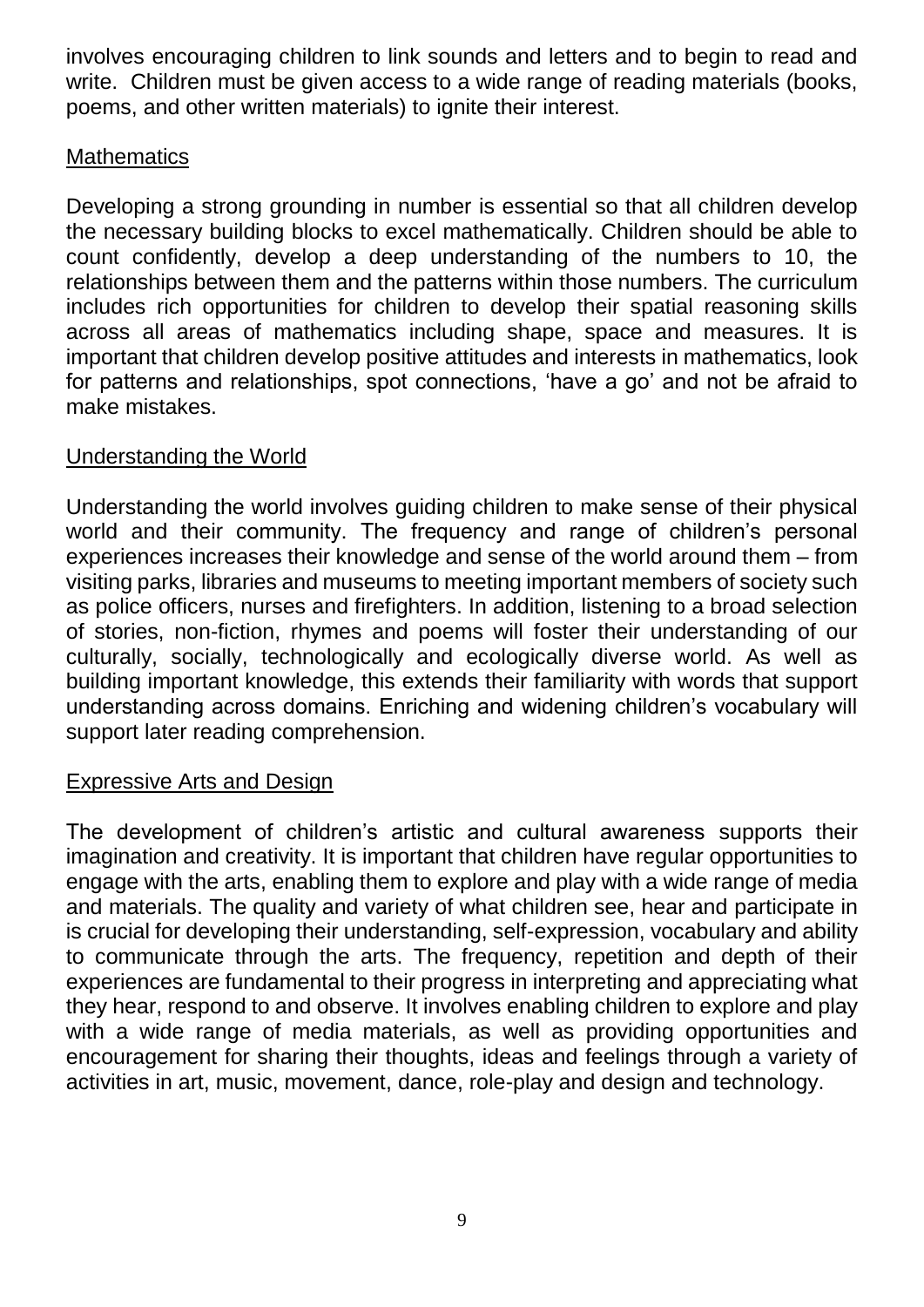involves encouraging children to link sounds and letters and to begin to read and write. Children must be given access to a wide range of reading materials (books, poems, and other written materials) to ignite their interest.

## Mathematics

Developing a strong grounding in number is essential so that all children develop the necessary building blocks to excel mathematically. Children should be able to count confidently, develop a deep understanding of the numbers to 10, the relationships between them and the patterns within those numbers. The curriculum includes rich opportunities for children to develop their spatial reasoning skills across all areas of mathematics including shape, space and measures. It is important that children develop positive attitudes and interests in mathematics, look for patterns and relationships, spot connections, 'have a go' and not be afraid to make mistakes.

## Understanding the World

Understanding the world involves guiding children to make sense of their physical world and their community. The frequency and range of children's personal experiences increases their knowledge and sense of the world around them – from visiting parks, libraries and museums to meeting important members of society such as police officers, nurses and firefighters. In addition, listening to a broad selection of stories, non-fiction, rhymes and poems will foster their understanding of our culturally, socially, technologically and ecologically diverse world. As well as building important knowledge, this extends their familiarity with words that support understanding across domains. Enriching and widening children's vocabulary will support later reading comprehension.

## Expressive Arts and Design

The development of children's artistic and cultural awareness supports their imagination and creativity. It is important that children have regular opportunities to engage with the arts, enabling them to explore and play with a wide range of media and materials. The quality and variety of what children see, hear and participate in is crucial for developing their understanding, self-expression, vocabulary and ability to communicate through the arts. The frequency, repetition and depth of their experiences are fundamental to their progress in interpreting and appreciating what they hear, respond to and observe. It involves enabling children to explore and play with a wide range of media materials, as well as providing opportunities and encouragement for sharing their thoughts, ideas and feelings through a variety of activities in art, music, movement, dance, role-play and design and technology.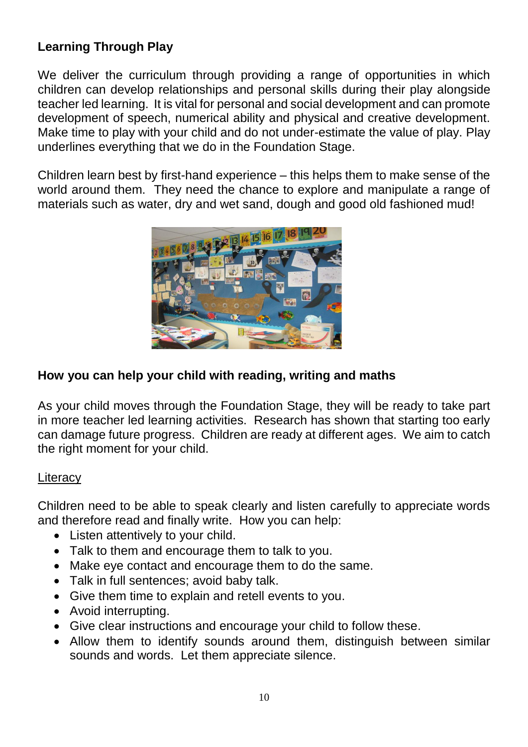## Learning Through Play

We deliver the curriculum through providing a range of opportunities in which children can develop relationships and personal skills during their play alongside teacher led learning. It is vital for personal and social development and can promote development of speech, numerical ability and physical and creative development. Make time to play with your child and do not under-estimate the value of play. Play underlines everything that we do in the Foundation Stage.

Children learn best by first-hand experience – this helps them to make sense of the world around them. They need the chance to explore and manipulate a range of materials such as water, dry and wet sand, dough and good old fashioned mud!

## How you can help your child with reading, writing and maths

As your child moves through the Foundation Stage, they will be ready to take part in more teacher led learning activities. Research has shown that starting too early can damage future progress. Children are ready at different ages. We aim to catch the right moment for your child.

### Literacy

Children need to be able to speak clearly and listen carefully to appreciate words and therefore read and finally write. How you can help:

- Listen attentively to your child.
- Talk to them and encourage them to talk to you.
- Make eye contact and encourage them to do the same.
- Talk in full sentences; avoid baby talk.
- Give them time to explain and retell events to you.
- Avoid interrupting.
- Give clear instructions and encourage your child to follow these.
- Allow them to identify sounds around them, distinguish between similar sounds and words. Let them appreciate silence.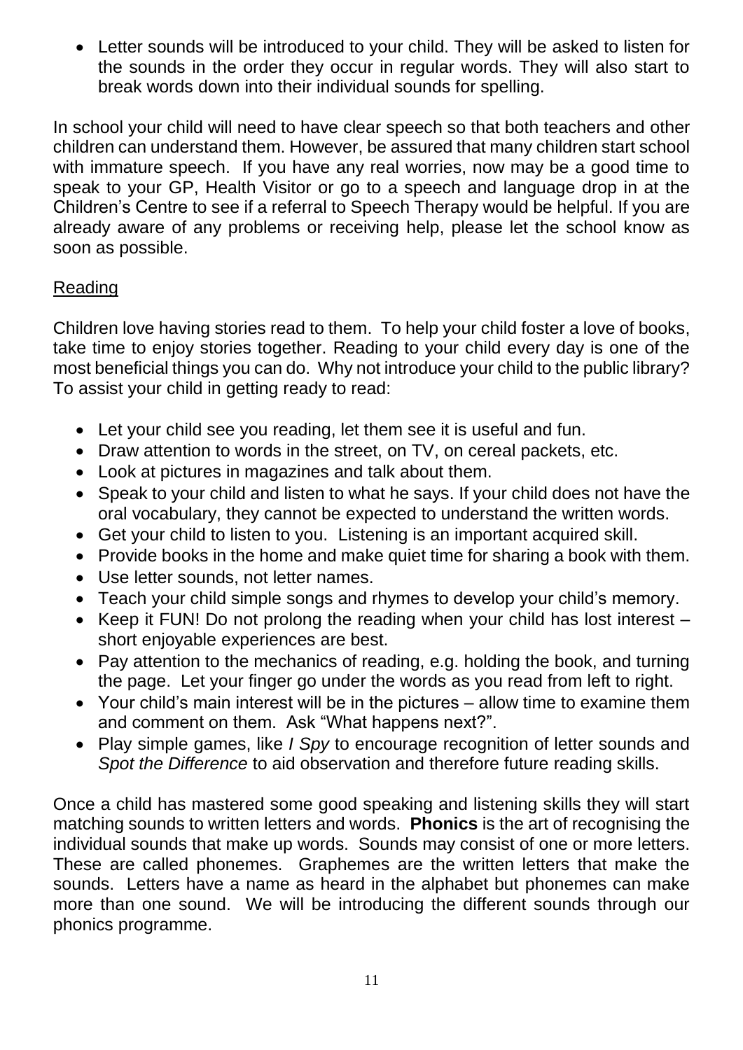- Letter sounds will be introduced to your child. They will be asked to listen for the sounds in the order they occur in regular words. They will also start to break words down into their individual sounds for spelling.

In school your child will need to have clear speech so that both teachers and other children can understand them. However, be assured that many children start school with immature speech. If you have any real worries, now may be a good time to speak to your GP, Health Visitor or go to a speech and language drop in at the Children's Centre to see if a referral to Speech Therapy would be helpful. If you are already aware of any problems or receiving help, please let the school know as soon as possible.

## Reading

Children love having stories read to them. To help your child foster a love of books, take time to enjoy stories together. Reading to your child every day is one of the most beneficial things you can do. Why not introduce your child to the public library? To assist your child in getting ready to read:

- Let your child see you reading, let them see it is useful and fun.
- Draw attention to words in the street, on TV, on cereal packets, etc.
- Look at pictures in magazines and talk about them.
- Speak to your child and listen to what he says. If your child does not have the oral vocabulary, they cannot be expected to understand the written words.
- Get your child to listen to you. Listening is an important acquired skill.
- Provide books in the home and make quiet time for sharing a book with them.
- Use letter sounds, not letter names.
- Teach your child simple songs and rhymes to develop your child's memory.
- Keep it FUN! Do not prolong the reading when your child has lost interest – short enjoyable experiences are best.
- Pay attention to the mechanics of reading, e.g. holding the book, and turning the page. Let your finger go under the words as you read from left to right.
- Your child's main interest will be in the pictures – allow time to examine them and comment on them. Ask "What happens next?".
- Play simple games, like *I Spy* to encourage recognition of letter sounds and *Spot the Difference* to aid observation and therefore future reading skills.

Once a child has mastered some good speaking and listening skills they will start matching sounds to written letters and words. **Phonics** is the art of recognising the individual sounds that make up words. Sounds may consist of one or more letters. These are called phonemes. Graphemes are the written letters that make the sounds. Letters have a name as heard in the alphabet but phonemes can make more than one sound. We will be introducing the different sounds through our phonics programme.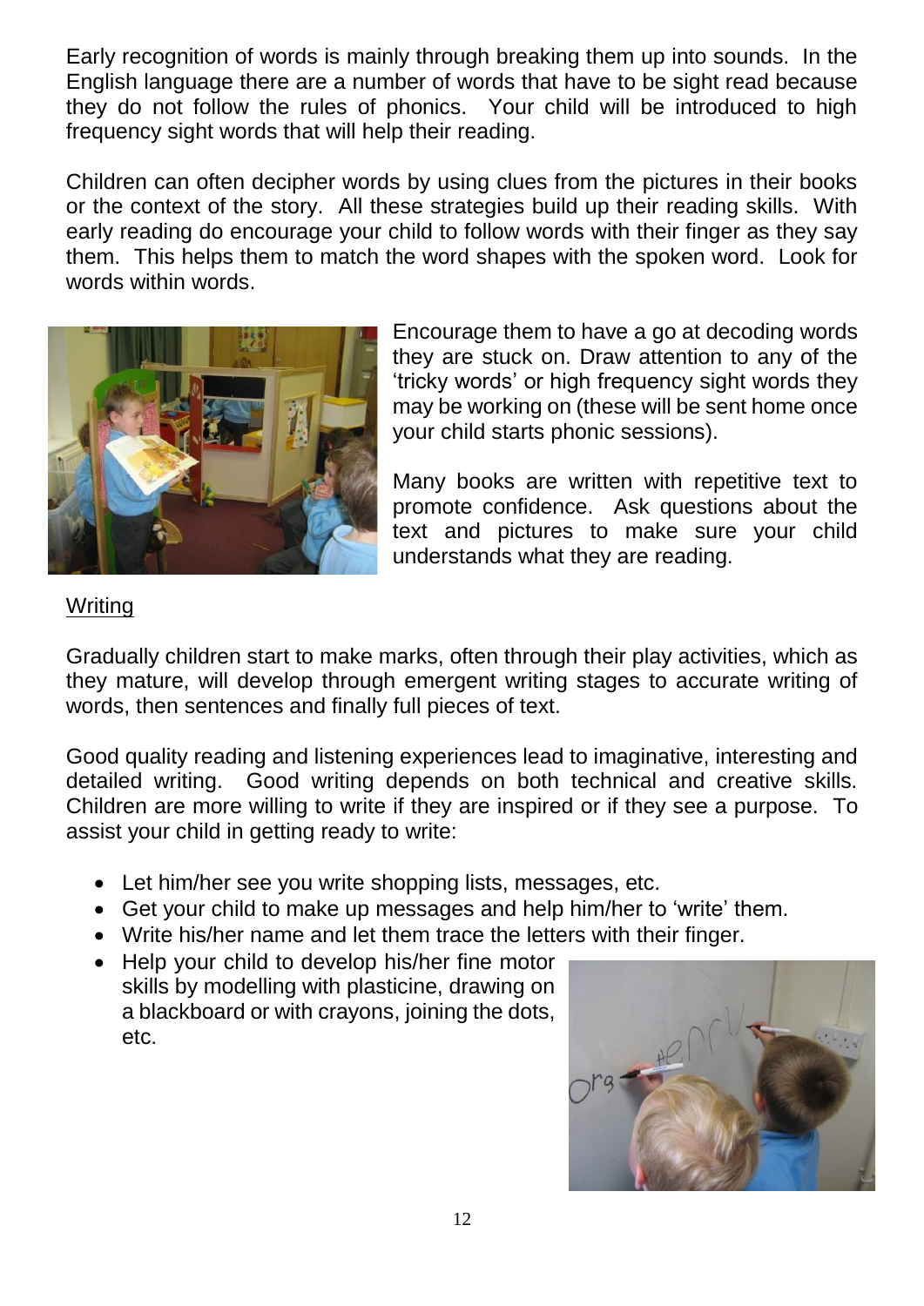Early recognition of words is mainly through breaking them up into sounds. In the English language there are a number of words that have to be sight read because they do not follow the rules of phonics. Your child will be introduced to high frequency sight words that will help their reading.

Children can often decipher words by using clues from the pictures in their books or the context of the story. All these strategies build up their reading skills. With early reading do encourage your child to follow words with their finger as they say them. This helps them to match the word shapes with the spoken word. Look for words within words.

Encourage them to have a go at decoding words they are stuck on. Draw attention to any of the 'tricky words' or high frequency sight words they may be working on (these will be sent home once your child starts phonic sessions).

Many books are written with repetitive text to promote confidence. Ask questions about the text and pictures to make sure your child understands what they are reading.

## Writing

Gradually children start to make marks, often through their play activities, which as they mature, will develop through emergent writing stages to accurate writing of words, then sentences and finally full pieces of text.

Good quality reading and listening experiences lead to imaginative, interesting and detailed writing. Good writing depends on both technical and creative skills. Children are more willing to write if they are inspired or if they see a purpose. To assist your child in getting ready to write:

- Let him/her see you write shopping lists, messages, etc.
- Get your child to make up messages and help him/her to 'write' them.
- Write his/her name and let them trace the letters with their finger.
- Help your child to develop his/her fine motor skills by modelling with plasticine, drawing on a blackboard or with crayons, joining the dots, etc.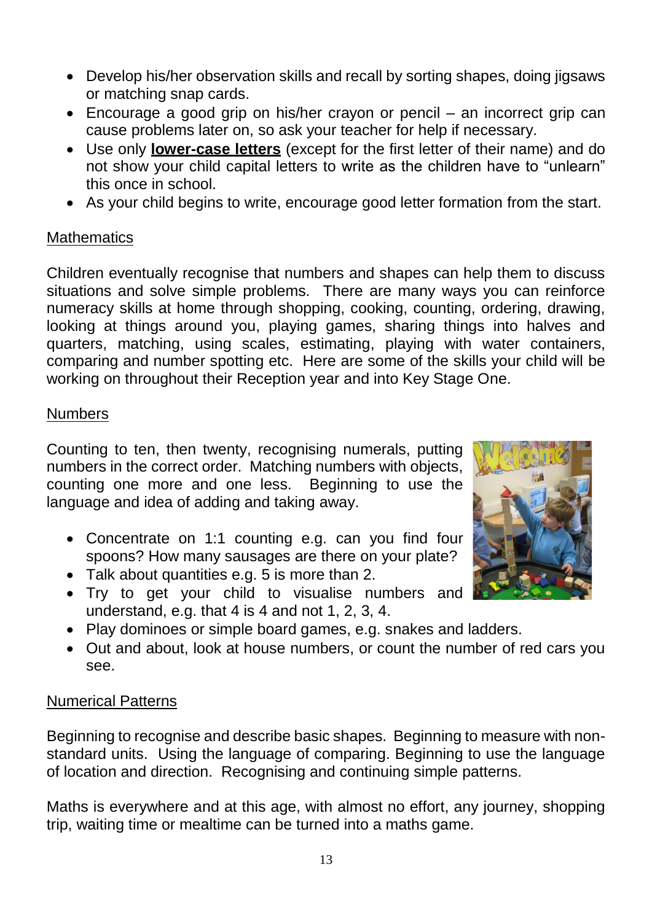- Develop his/her observation skills and recall by sorting shapes, doing jigsaws or matching snap cards.
- Encourage a good grip on his/her crayon or pencil – an incorrect grip can cause problems later on, so ask your teacher for help if necessary.
- Use only **lower-case letters** (except for the first letter of their name) and do not show your child capital letters to write as the children have to "unlearn" this once in school.
- As your child begins to write, encourage good letter formation from the start.

## Mathematics

Children eventually recognise that numbers and shapes can help them to discuss situations and solve simple problems. There are many ways you can reinforce numeracy skills at home through shopping, cooking, counting, ordering, drawing, looking at things around you, playing games, sharing things into halves and quarters, matching, using scales, estimating, playing with water containers, comparing and number spotting etc. Here are some of the skills your child will be working on throughout their Reception year and into Key Stage One.

### Numbers

Counting to ten, then twenty, recognising numerals, putting numbers in the correct order. Matching numbers with objects, counting one more and one less. Beginning to use the language and idea of adding and taking away.

- Concentrate on 1:1 counting e.g. can you find four spoons? How many sausages are there on your plate?
- Talk about quantities e.g. 5 is more than 2.
- Try to get your child to visualise numbers and understand, e.g. that 4 is 4 and not 1, 2, 3, 4.
- Play dominoes or simple board games, e.g. snakes and ladders.
- Out and about, look at house numbers, or count the number of red cars you see.

### Numerical Patterns

Beginning to recognise and describe basic shapes. Beginning to measure with non-standard units. Using the language of comparing. Beginning to use the language of location and direction. Recognising and continuing simple patterns.

Maths is everywhere and at this age, with almost no effort, any journey, shopping trip, waiting time or mealtime can be turned into a maths game.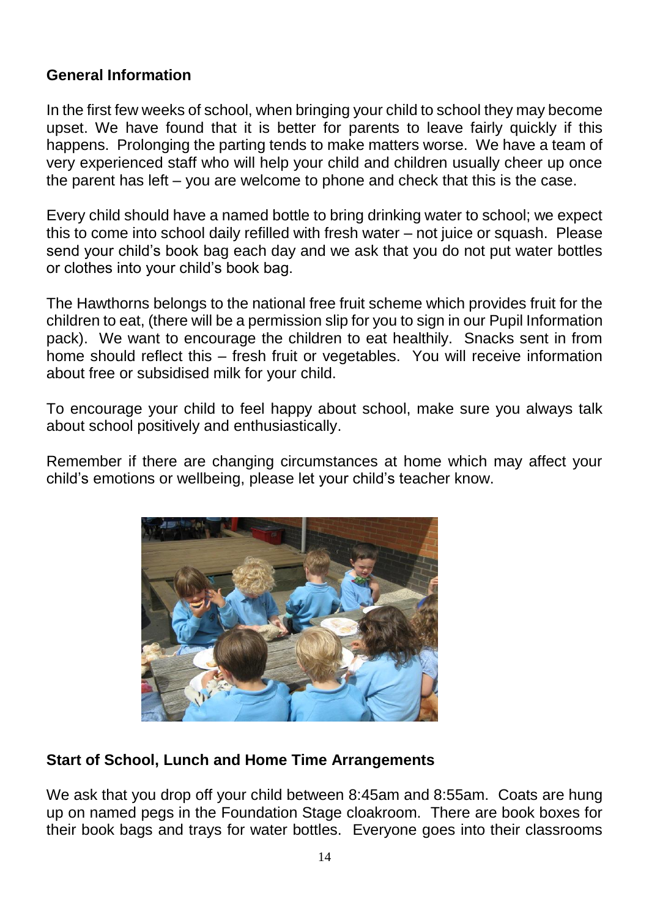## General Information

In the first few weeks of school, when bringing your child to school they may become upset. We have found that it is better for parents to leave fairly quickly if this happens. Prolonging the parting tends to make matters worse. We have a team of very experienced staff who will help your child and children usually cheer up once the parent has left – you are welcome to phone and check that this is the case.

Every child should have a named bottle to bring drinking water to school; we expect this to come into school daily refilled with fresh water – not juice or squash. Please send your child's book bag each day and we ask that you do not put water bottles or clothes into your child's book bag.

The Hawthorns belongs to the national free fruit scheme which provides fruit for the children to eat, (there will be a permission slip for you to sign in our Pupil Information pack). We want to encourage the children to eat healthily. Snacks sent in from home should reflect this – fresh fruit or vegetables. You will receive information about free or subsidised milk for your child.

To encourage your child to feel happy about school, make sure you always talk about school positively and enthusiastically.

Remember if there are changing circumstances at home which may affect your child's emotions or wellbeing, please let your child's teacher know.

## Start of School, Lunch and Home Time Arrangements

We ask that you drop off your child between 8:45am and 8:55am. Coats are hung up on named pegs in the Foundation Stage cloakroom. There are book boxes for their book bags and trays for water bottles. Everyone goes into their classrooms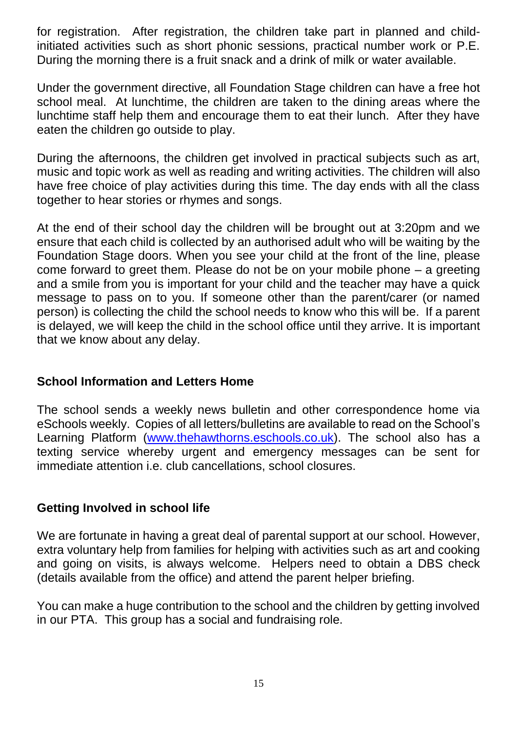for registration. After registration, the children take part in planned and child-initiated activities such as short phonic sessions, practical number work or P.E. During the morning there is a fruit snack and a drink of milk or water available.

Under the government directive, all Foundation Stage children can have a free hot school meal. At lunchtime, the children are taken to the dining areas where the lunchtime staff help them and encourage them to eat their lunch. After they have eaten the children go outside to play.

During the afternoons, the children get involved in practical subjects such as art, music and topic work as well as reading and writing activities. The children will also have free choice of play activities during this time. The day ends with all the class together to hear stories or rhymes and songs.

At the end of their school day the children will be brought out at 3:20pm and we ensure that each child is collected by an authorised adult who will be waiting by the Foundation Stage doors. When you see your child at the front of the line, please come forward to greet them. Please do not be on your mobile phone – a greeting and a smile from you is important for your child and the teacher may have a quick message to pass on to you. If someone other than the parent/carer (or named person) is collecting the child the school needs to know who this will be. If a parent is delayed, we will keep the child in the school office until they arrive. It is important that we know about any delay.

## School Information and Letters Home

The school sends a weekly news bulletin and other correspondence home via eSchools weekly. Copies of all letters/bulletins are available to read on the School's Learning Platform ([www.thehawthorns.eschools.co.uk](http://www.thehawthorns.eschools.co.uk)). The school also has a texting service whereby urgent and emergency messages can be sent for immediate attention i.e. club cancellations, school closures.

## Getting Involved in school life

We are fortunate in having a great deal of parental support at our school. However, extra voluntary help from families for helping with activities such as art and cooking and going on visits, is always welcome. Helpers need to obtain a DBS check (details available from the office) and attend the parent helper briefing.

You can make a huge contribution to the school and the children by getting involved in our PTA. This group has a social and fundraising role.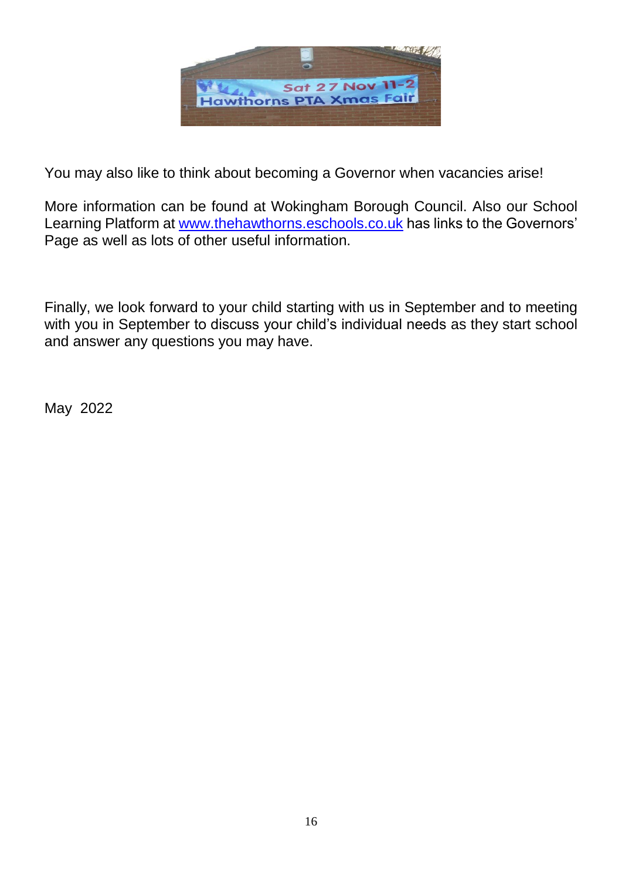You may also like to think about becoming a Governor when vacancies arise!

More information can be found at Wokingham Borough Council. Also our School Learning Platform at [www.thehawthorns.eschools.co.uk](http://www.thehawthorns.eschools.co.uk) has links to the Governors' Page as well as lots of other useful information.

Finally, we look forward to your child starting with us in September and to meeting with you in September to discuss your child's individual needs as they start school and answer any questions you may have.

May 2022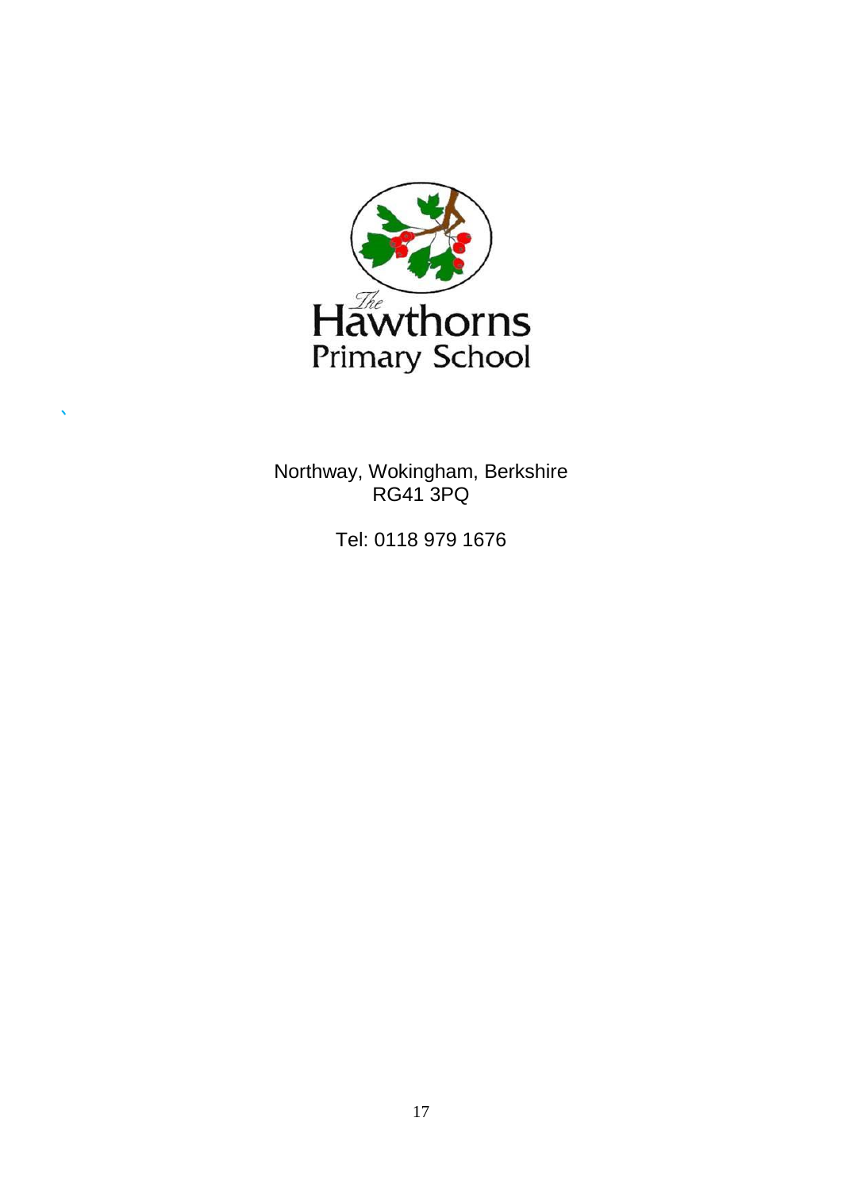The Hawthorns
Primary School

Northway, Wokingham, Berkshire
RG41 3PQ

Tel: 0118 979 1676